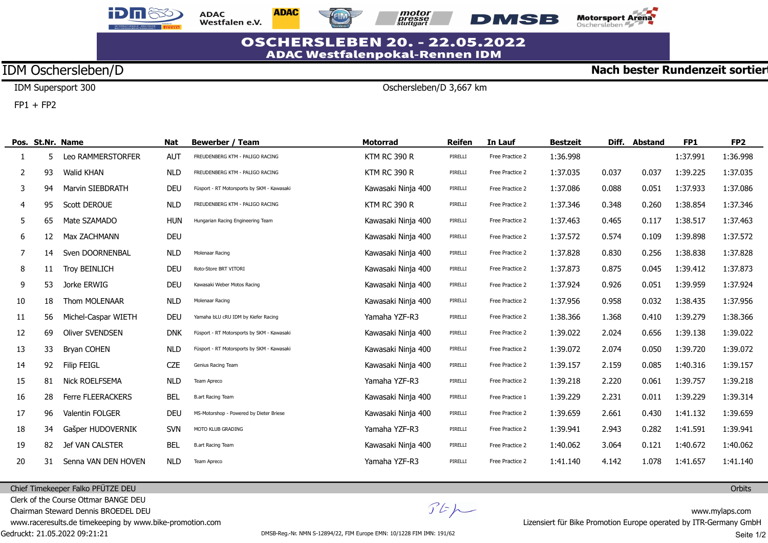# OSCHERSLEBEN 20. - 22.05.2022
## ADAC Westfalenpokal-Rennen IDM

**IDM Oschersleben/D** — **Nach bester Rundenzeit sortiert**

IDM Supersport 300 — Oschersleben/D 3,667 km

FP1 + FP2

| Pos. | St.Nr. | Name | Nat | Bewerber / Team | Motorrad | Reifen | In Lauf | Bestzeit | Diff. | Abstand | FP1 | FP2 |
|---|---|---|---|---|---|---|---|---|---|---|---|---|
| 1 | 5 | Leo RAMMERSTORFER | AUT | FREUDENBERG KTM - PALIGO RACING | KTM RC 390 R | PIRELLI | Free Practice 2 | 1:36.998 | | | 1:37.991 | 1:36.998 |
| 2 | 93 | Walid KHAN | NLD | FREUDENBERG KTM - PALIGO RACING | KTM RC 390 R | PIRELLI | Free Practice 2 | 1:37.035 | 0.037 | 0.037 | 1:39.225 | 1:37.035 |
| 3 | 94 | Marvin SIEBDRATH | DEU | Füsport - RT Motorsports by SKM - Kawasaki | Kawasaki Ninja 400 | PIRELLI | Free Practice 2 | 1:37.086 | 0.088 | 0.051 | 1:37.933 | 1:37.086 |
| 4 | 95 | Scott DEROUE | NLD | FREUDENBERG KTM - PALIGO RACING | KTM RC 390 R | PIRELLI | Free Practice 2 | 1:37.346 | 0.348 | 0.260 | 1:38.854 | 1:37.346 |
| 5 | 65 | Mate SZAMADO | HUN | Hungarian Racing Engineering Team | Kawasaki Ninja 400 | PIRELLI | Free Practice 2 | 1:37.463 | 0.465 | 0.117 | 1:38.517 | 1:37.463 |
| 6 | 12 | Max ZACHMANN | DEU | | Kawasaki Ninja 400 | PIRELLI | Free Practice 2 | 1:37.572 | 0.574 | 0.109 | 1:39.898 | 1:37.572 |
| 7 | 14 | Sven DOORNENBAL | NLD | Molenaar Racing | Kawasaki Ninja 400 | PIRELLI | Free Practice 2 | 1:37.828 | 0.830 | 0.256 | 1:38.838 | 1:37.828 |
| 8 | 11 | Troy BEINLICH | DEU | Roto-Store BRT VITORI | Kawasaki Ninja 400 | PIRELLI | Free Practice 2 | 1:37.873 | 0.875 | 0.045 | 1:39.412 | 1:37.873 |
| 9 | 53 | Jorke ERWIG | DEU | Kawasaki Weber Motos Racing | Kawasaki Ninja 400 | PIRELLI | Free Practice 2 | 1:37.924 | 0.926 | 0.051 | 1:39.959 | 1:37.924 |
| 10 | 18 | Thom MOLENAAR | NLD | Molenaar Racing | Kawasaki Ninja 400 | PIRELLI | Free Practice 2 | 1:37.956 | 0.958 | 0.032 | 1:38.435 | 1:37.956 |
| 11 | 56 | Michel-Caspar WIETH | DEU | Yamaha bLU cRU IDM by Kiefer Racing | Yamaha YZF-R3 | PIRELLI | Free Practice 2 | 1:38.366 | 1.368 | 0.410 | 1:39.279 | 1:38.366 |
| 12 | 69 | Oliver SVENDSEN | DNK | Füsport - RT Motorsports by SKM - Kawasaki | Kawasaki Ninja 400 | PIRELLI | Free Practice 2 | 1:39.022 | 2.024 | 0.656 | 1:39.138 | 1:39.022 |
| 13 | 33 | Bryan COHEN | NLD | Füsport - RT Motorsports by SKM - Kawasaki | Kawasaki Ninja 400 | PIRELLI | Free Practice 2 | 1:39.072 | 2.074 | 0.050 | 1:39.720 | 1:39.072 |
| 14 | 92 | Filip FEIGL | CZE | Genius Racing Team | Kawasaki Ninja 400 | PIRELLI | Free Practice 2 | 1:39.157 | 2.159 | 0.085 | 1:40.316 | 1:39.157 |
| 15 | 81 | Nick ROELFSEMA | NLD | Team Apreco | Yamaha YZF-R3 | PIRELLI | Free Practice 2 | 1:39.218 | 2.220 | 0.061 | 1:39.757 | 1:39.218 |
| 16 | 28 | Ferre FLEERACKERS | BEL | B.art Racing Team | Kawasaki Ninja 400 | PIRELLI | Free Practice 1 | 1:39.229 | 2.231 | 0.011 | 1:39.229 | 1:39.314 |
| 17 | 96 | Valentin FOLGER | DEU | MS-Motorshop - Powered by Dieter Briese | Kawasaki Ninja 400 | PIRELLI | Free Practice 2 | 1:39.659 | 2.661 | 0.430 | 1:41.132 | 1:39.659 |
| 18 | 34 | Gašper HUDOVERNIK | SVN | MOTO KLUB GRADING | Yamaha YZF-R3 | PIRELLI | Free Practice 2 | 1:39.941 | 2.943 | 0.282 | 1:41.591 | 1:39.941 |
| 19 | 82 | Jef VAN CALSTER | BEL | B.art Racing Team | Kawasaki Ninja 400 | PIRELLI | Free Practice 2 | 1:40.062 | 3.064 | 0.121 | 1:40.672 | 1:40.062 |
| 20 | 31 | Senna VAN DEN HOVEN | NLD | Team Apreco | Yamaha YZF-R3 | PIRELLI | Free Practice 2 | 1:41.140 | 4.142 | 1.078 | 1:41.657 | 1:41.140 |

Chief Timekeeper Falko PFÜTZE DEU — Orbits

Clerk of the Course Ottmar BANGE DEU

Chairman Steward Dennis BROEDEL DEU — www.mylaps.com

www.raceresults.de timekeeping by www.bike-promotion.com — Lizensiert für Bike Promotion Europe operated by ITR-Germany GmbH

Gedruckt: 21.05.2022 09:21:21 — DMSB-Reg.-Nr. NMN S-12894/22, FIM Europe EMN: 10/1228 FIM IMN: 191/62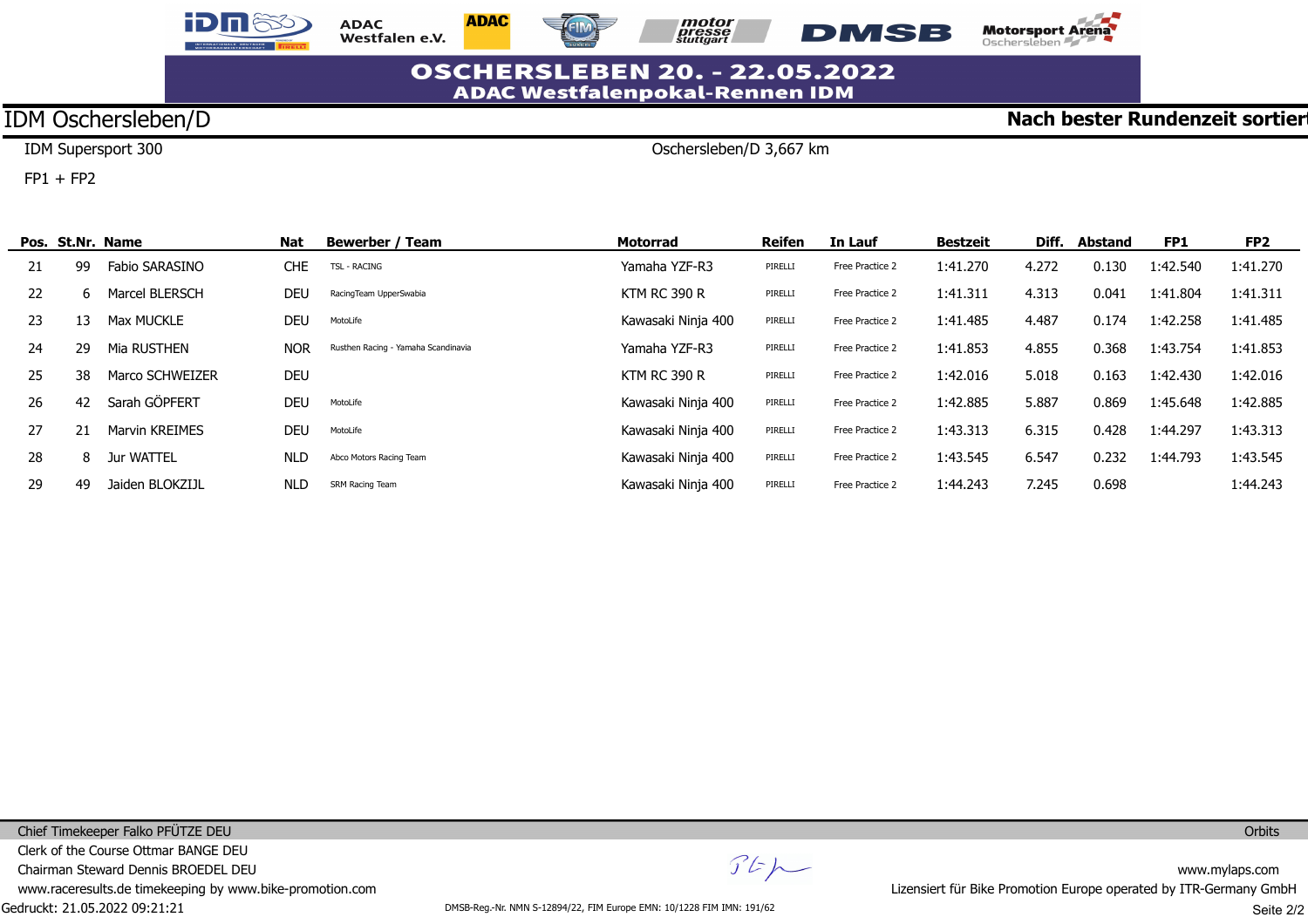OSCHERSLEBEN 20. - 22.05.2022
ADAC Westfalenpokal-Rennen IDM

IDM Oschersleben/D

**Nach bester Rundenzeit sortiert**

IDM Supersport 300

Oschersleben/D 3,667 km

FP1 + FP2

| Pos. | St.Nr. | Name | Nat | Bewerber / Team | Motorrad | Reifen | In Lauf | Bestzeit | Diff. | Abstand | FP1 | FP2 |
|---|---|---|---|---|---|---|---|---|---|---|---|---|
| 21 | 99 | Fabio SARASINO | CHE | TSL - RACING | Yamaha YZF-R3 | PIRELLI | Free Practice 2 | 1:41.270 | 4.272 | 0.130 | 1:42.540 | 1:41.270 |
| 22 | 6 | Marcel BLERSCH | DEU | RacingTeam UpperSwabia | KTM RC 390 R | PIRELLI | Free Practice 2 | 1:41.311 | 4.313 | 0.041 | 1:41.804 | 1:41.311 |
| 23 | 13 | Max MUCKLE | DEU | MotoLife | Kawasaki Ninja 400 | PIRELLI | Free Practice 2 | 1:41.485 | 4.487 | 0.174 | 1:42.258 | 1:41.485 |
| 24 | 29 | Mia RUSTHEN | NOR | Rusthen Racing - Yamaha Scandinavia | Yamaha YZF-R3 | PIRELLI | Free Practice 2 | 1:41.853 | 4.855 | 0.368 | 1:43.754 | 1:41.853 |
| 25 | 38 | Marco SCHWEIZER | DEU | | KTM RC 390 R | PIRELLI | Free Practice 2 | 1:42.016 | 5.018 | 0.163 | 1:42.430 | 1:42.016 |
| 26 | 42 | Sarah GÖPFERT | DEU | MotoLife | Kawasaki Ninja 400 | PIRELLI | Free Practice 2 | 1:42.885 | 5.887 | 0.869 | 1:45.648 | 1:42.885 |
| 27 | 21 | Marvin KREIMES | DEU | MotoLife | Kawasaki Ninja 400 | PIRELLI | Free Practice 2 | 1:43.313 | 6.315 | 0.428 | 1:44.297 | 1:43.313 |
| 28 | 8 | Jur WATTEL | NLD | Abco Motors Racing Team | Kawasaki Ninja 400 | PIRELLI | Free Practice 2 | 1:43.545 | 6.547 | 0.232 | 1:44.793 | 1:43.545 |
| 29 | 49 | Jaiden BLOKZIJL | NLD | SRM Racing Team | Kawasaki Ninja 400 | PIRELLI | Free Practice 2 | 1:44.243 | 7.245 | 0.698 | | 1:44.243 |

Chief Timekeeper Falko PFÜTZE DEU
Clerk of the Course Ottmar BANGE DEU
Chairman Steward Dennis BROEDEL DEU
www.raceresults.de timekeeping by www.bike-promotion.com
Gedruckt: 21.05.2022 09:21:21

DMSB-Reg.-Nr. NMN S-12894/22, FIM Europe EMN: 10/1228 FIM IMN: 191/62

Orbits
www.mylaps.com
Lizensiert für Bike Promotion Europe operated by ITR-Germany GmbH